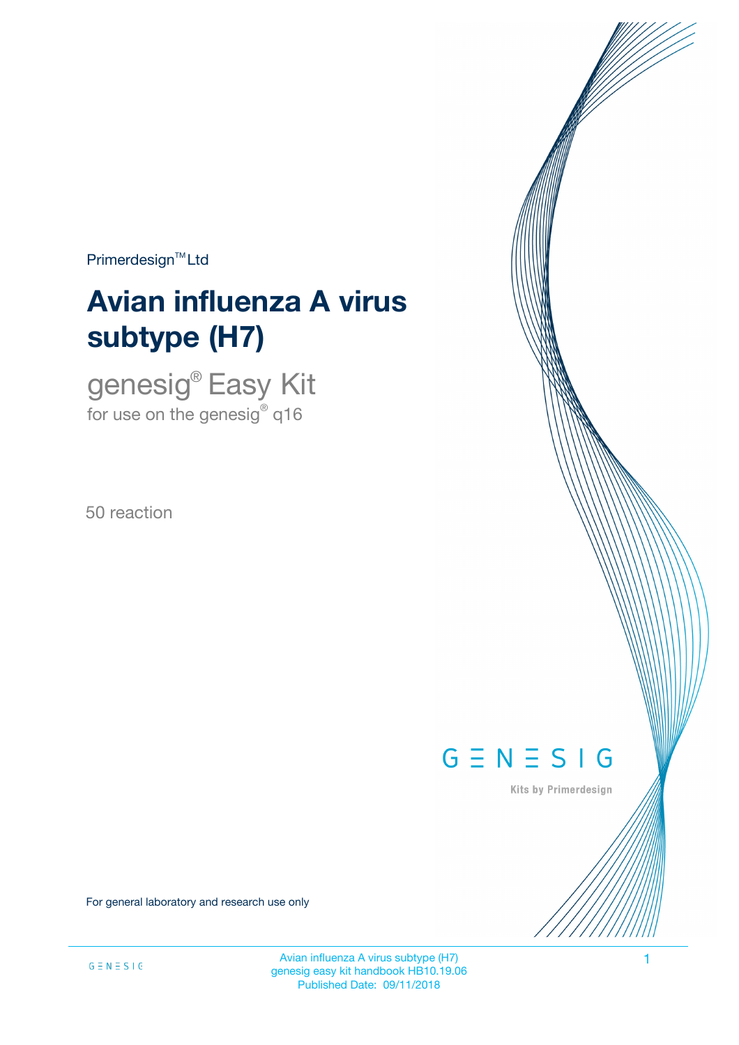Primerdesign™ Ltd

# Avian influenza A virus subtype (H7)

## genesig® Easy Kit

for use on the genesig® q16

50 reaction

GENESIG

Kits by Primerdesign

For general laboratory and research use only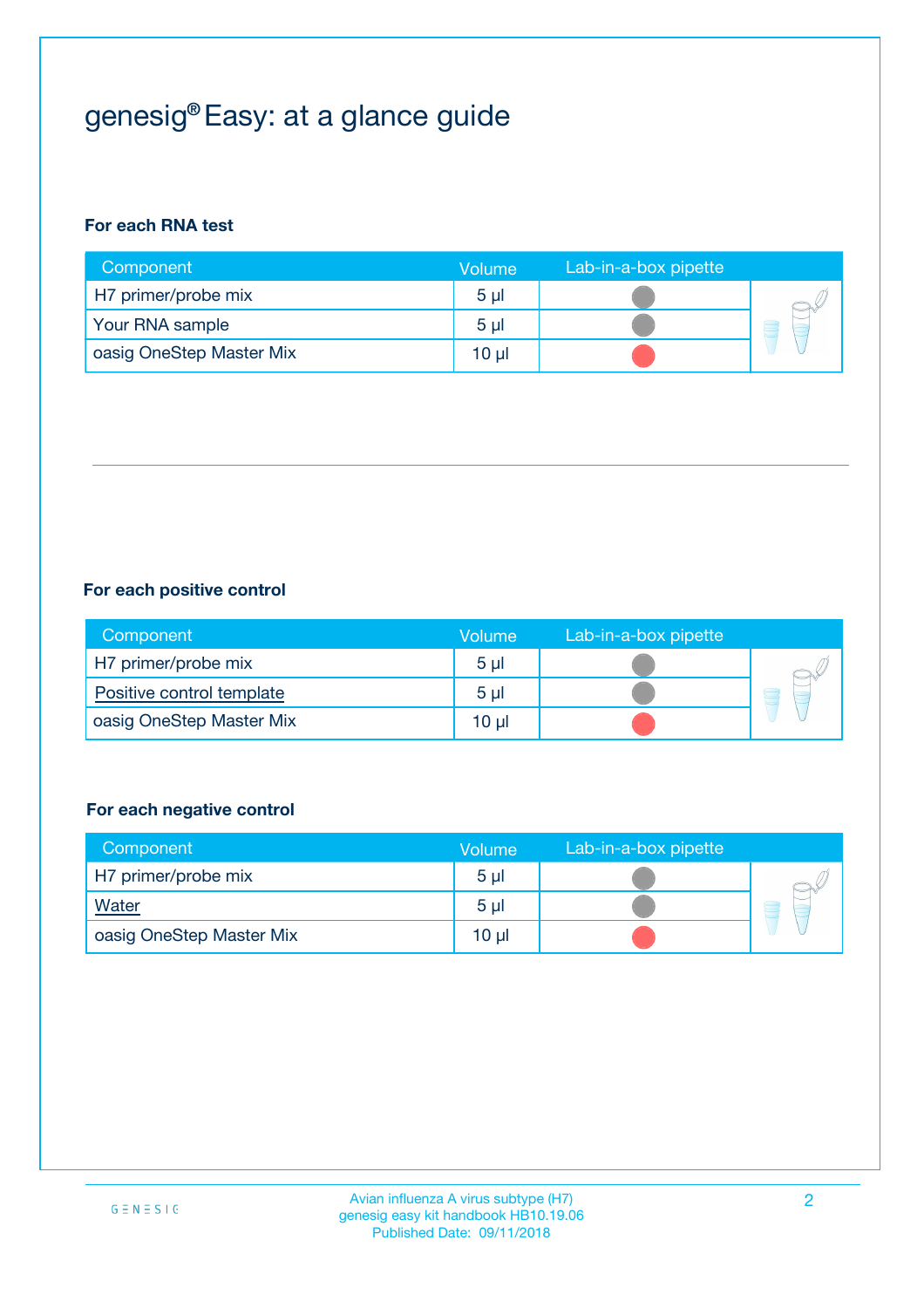# genesig® Easy: at a glance guide

### For each RNA test

| Component | Volume | Lab-in-a-box pipette |
|---|---|---|
| H7 primer/probe mix | 5 µl | |
| Your RNA sample | 5 µl | |
| oasig OneStep Master Mix | 10 µl | |

### For each positive control

| Component | Volume | Lab-in-a-box pipette |
|---|---|---|
| H7 primer/probe mix | 5 µl | |
| Positive control template | 5 µl | |
| oasig OneStep Master Mix | 10 µl | |

### For each negative control

| Component | Volume | Lab-in-a-box pipette |
|---|---|---|
| H7 primer/probe mix | 5 µl | |
| Water | 5 µl | |
| oasig OneStep Master Mix | 10 µl | |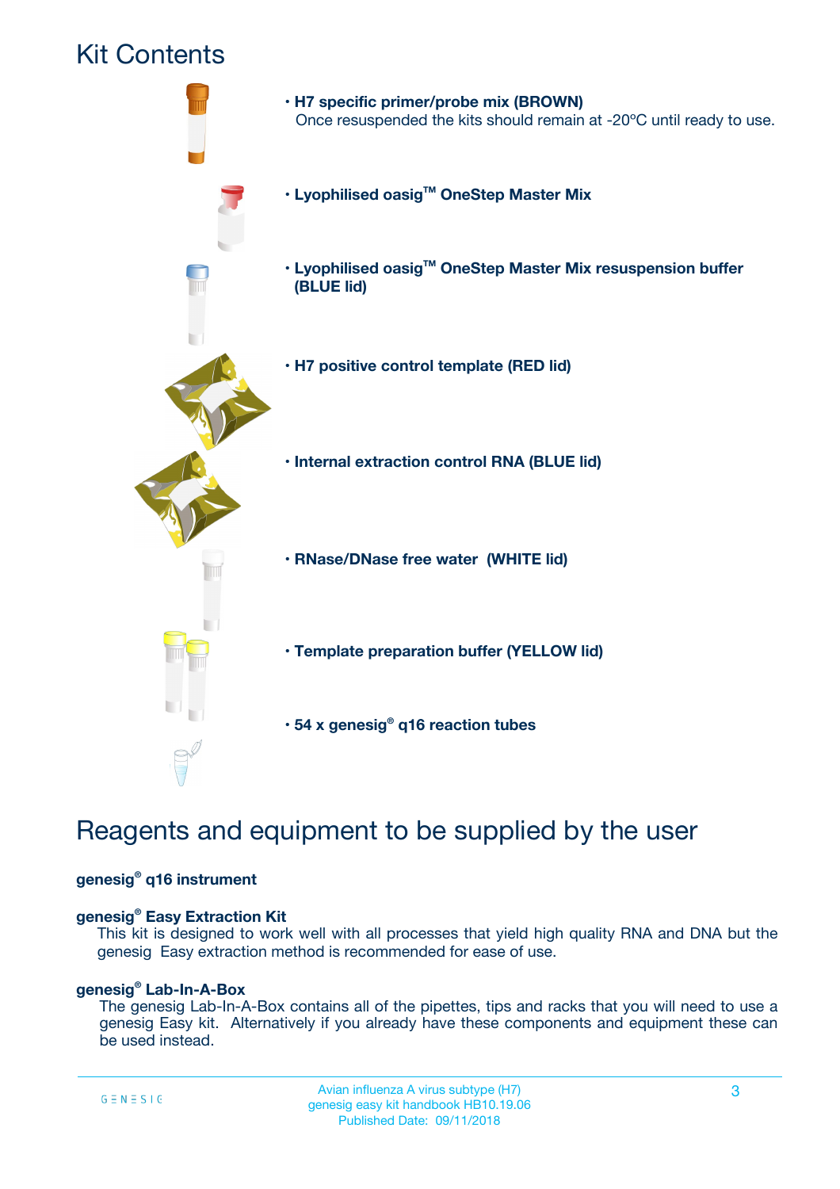# Kit Contents

- **H7 specific primer/probe mix (BROWN)**
  Once resuspended the kits should remain at -20ºC until ready to use.
- **Lyophilised oasig™ OneStep Master Mix**
- **Lyophilised oasig™ OneStep Master Mix resuspension buffer (BLUE lid)**
- **H7 positive control template (RED lid)**
- **Internal extraction control RNA (BLUE lid)**
- **RNase/DNase free water (WHITE lid)**
- **Template preparation buffer (YELLOW lid)**
- **54 x genesig® q16 reaction tubes**

# Reagents and equipment to be supplied by the user

**genesig® q16 instrument**

**genesig® Easy Extraction Kit**
This kit is designed to work well with all processes that yield high quality RNA and DNA but the genesig Easy extraction method is recommended for ease of use.

**genesig® Lab-In-A-Box**
The genesig Lab-In-A-Box contains all of the pipettes, tips and racks that you will need to use a genesig Easy kit. Alternatively if you already have these components and equipment these can be used instead.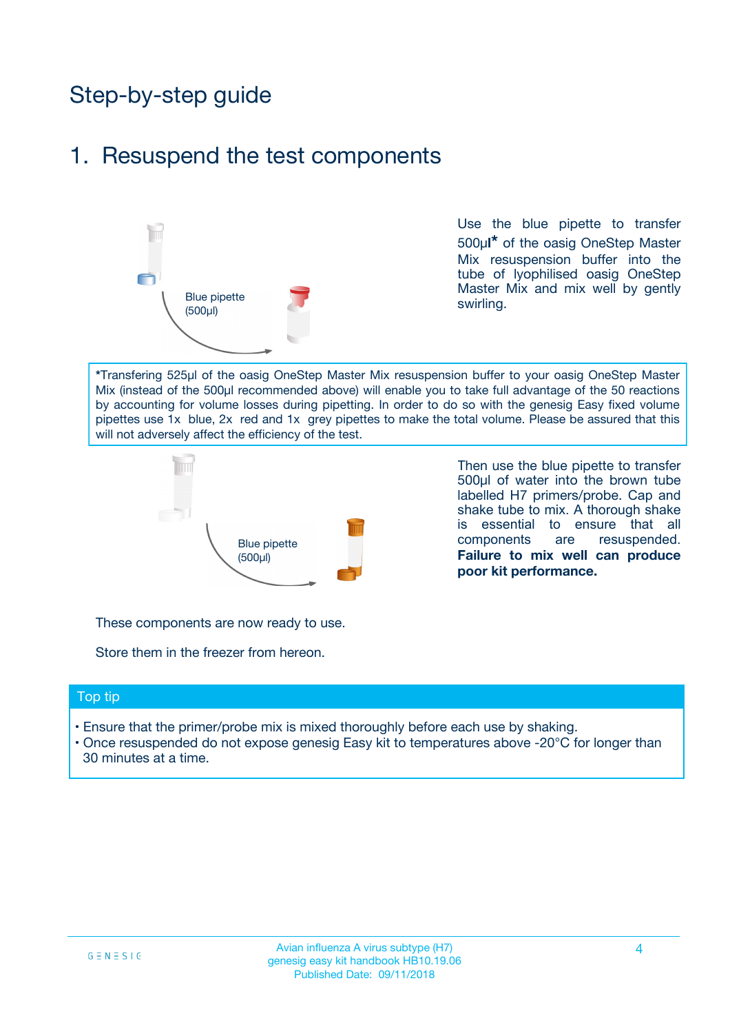# Step-by-step guide

## 1. Resuspend the test components

Blue pipette (500µl)

Use the blue pipette to transfer 500µl* of the oasig OneStep Master Mix resuspension buffer into the tube of lyophilised oasig OneStep Master Mix and mix well by gently swirling.

*Transfering 525µl of the oasig OneStep Master Mix resuspension buffer to your oasig OneStep Master Mix (instead of the 500µl recommended above) will enable you to take full advantage of the 50 reactions by accounting for volume losses during pipetting. In order to do so with the genesig Easy fixed volume pipettes use 1x blue, 2x red and 1x grey pipettes to make the total volume. Please be assured that this will not adversely affect the efficiency of the test.

Blue pipette (500µl)

Then use the blue pipette to transfer 500µl of water into the brown tube labelled H7 primers/probe. Cap and shake tube to mix. A thorough shake is essential to ensure that all components are resuspended. **Failure to mix well can produce poor kit performance.**

These components are now ready to use.

Store them in the freezer from hereon.

### Top tip

- Ensure that the primer/probe mix is mixed thoroughly before each use by shaking.
- Once resuspended do not expose genesig Easy kit to temperatures above -20°C for longer than 30 minutes at a time.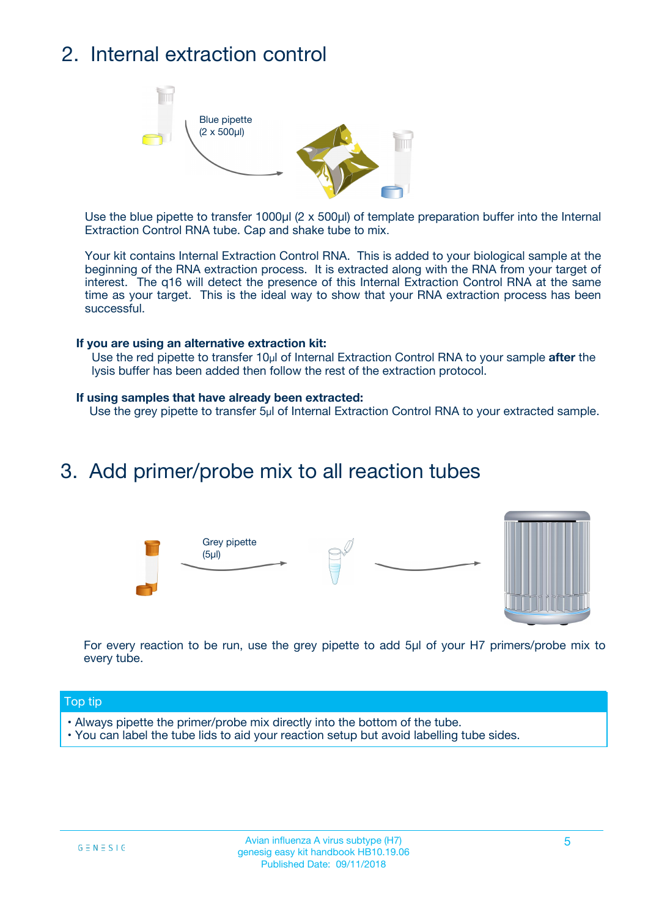## 2. Internal extraction control

Blue pipette
(2 x 500µl)

Use the blue pipette to transfer 1000µl (2 x 500µl) of template preparation buffer into the Internal Extraction Control RNA tube. Cap and shake tube to mix.

Your kit contains Internal Extraction Control RNA. This is added to your biological sample at the beginning of the RNA extraction process. It is extracted along with the RNA from your target of interest. The q16 will detect the presence of this Internal Extraction Control RNA at the same time as your target. This is the ideal way to show that your RNA extraction process has been successful.

**If you are using an alternative extraction kit:**

Use the red pipette to transfer 10µl of Internal Extraction Control RNA to your sample **after** the lysis buffer has been added then follow the rest of the extraction protocol.

**If using samples that have already been extracted:**

Use the grey pipette to transfer 5µl of Internal Extraction Control RNA to your extracted sample.

## 3. Add primer/probe mix to all reaction tubes

Grey pipette
(5µl)

For every reaction to be run, use the grey pipette to add 5µl of your H7 primers/probe mix to every tube.

**Top tip**

- Always pipette the primer/probe mix directly into the bottom of the tube.
- You can label the tube lids to aid your reaction setup but avoid labelling tube sides.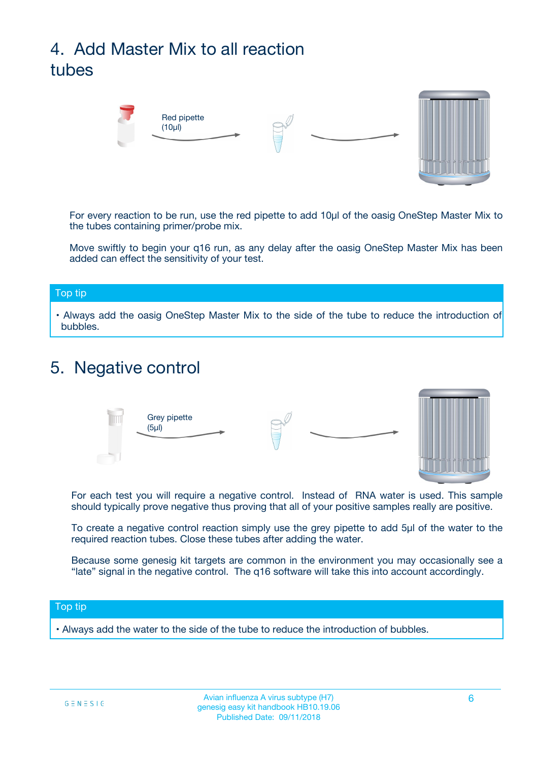# 4. Add Master Mix to all reaction tubes

Red pipette (10µl)

For every reaction to be run, use the red pipette to add 10µl of the oasig OneStep Master Mix to the tubes containing primer/probe mix.

Move swiftly to begin your q16 run, as any delay after the oasig OneStep Master Mix has been added can effect the sensitivity of your test.

**Top tip**

- Always add the oasig OneStep Master Mix to the side of the tube to reduce the introduction of bubbles.

# 5. Negative control

Grey pipette (5µl)

For each test you will require a negative control. Instead of RNA water is used. This sample should typically prove negative thus proving that all of your positive samples really are positive.

To create a negative control reaction simply use the grey pipette to add 5µl of the water to the required reaction tubes. Close these tubes after adding the water.

Because some genesig kit targets are common in the environment you may occasionally see a "late" signal in the negative control. The q16 software will take this into account accordingly.

**Top tip**

- Always add the water to the side of the tube to reduce the introduction of bubbles.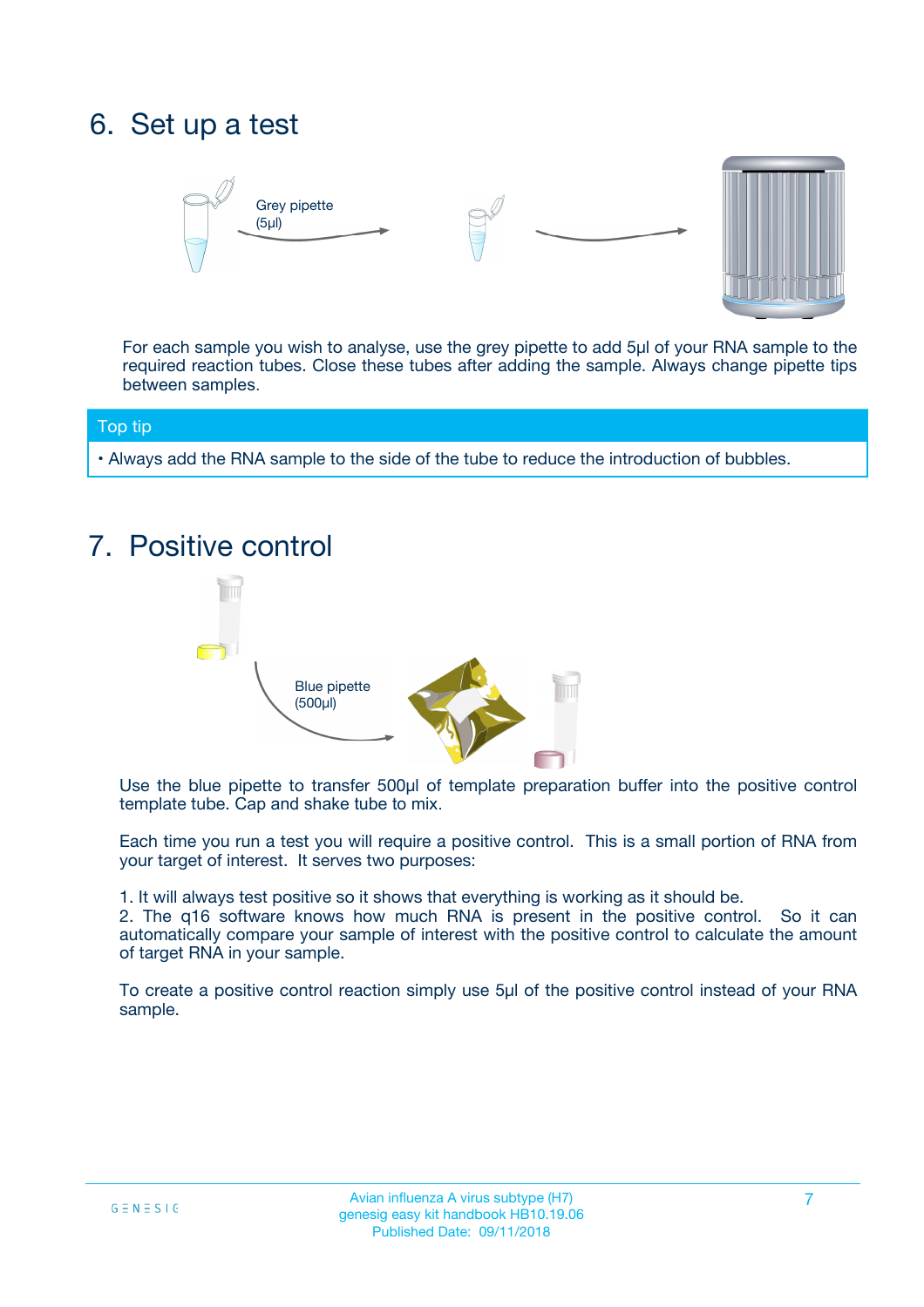# 6. Set up a test

Grey pipette (5µl)

For each sample you wish to analyse, use the grey pipette to add 5µl of your RNA sample to the required reaction tubes. Close these tubes after adding the sample. Always change pipette tips between samples.

**Top tip**

- Always add the RNA sample to the side of the tube to reduce the introduction of bubbles.

# 7. Positive control

Blue pipette (500µl)

Use the blue pipette to transfer 500µl of template preparation buffer into the positive control template tube. Cap and shake tube to mix.

Each time you run a test you will require a positive control. This is a small portion of RNA from your target of interest. It serves two purposes:

1. It will always test positive so it shows that everything is working as it should be.
2. The q16 software knows how much RNA is present in the positive control. So it can automatically compare your sample of interest with the positive control to calculate the amount of target RNA in your sample.

To create a positive control reaction simply use 5µl of the positive control instead of your RNA sample.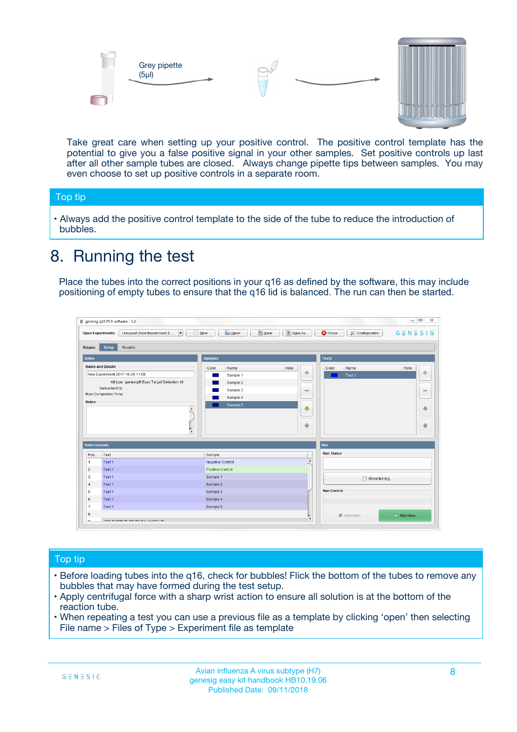Grey pipette (5µl)

Take great care when setting up your positive control. The positive control template has the potential to give you a false positive signal in your other samples. Set positive controls up last after all other sample tubes are closed. Always change pipette tips between samples. You may even choose to set up positive controls in a separate room.

## Top tip

- Always add the positive control template to the side of the tube to reduce the introduction of bubbles.

# 8. Running the test

Place the tubes into the correct positions in your q16 as defined by the software, this may include positioning of empty tubes to ensure that the q16 lid is balanced. The run can then be started.

## Top tip

- Before loading tubes into the q16, check for bubbles! Flick the bottom of the tubes to remove any bubbles that may have formed during the test setup.
- Apply centrifugal force with a sharp wrist action to ensure all solution is at the bottom of the reaction tube.
- When repeating a test you can use a previous file as a template by clicking ‘open’ then selecting File name > Files of Type > Experiment file as template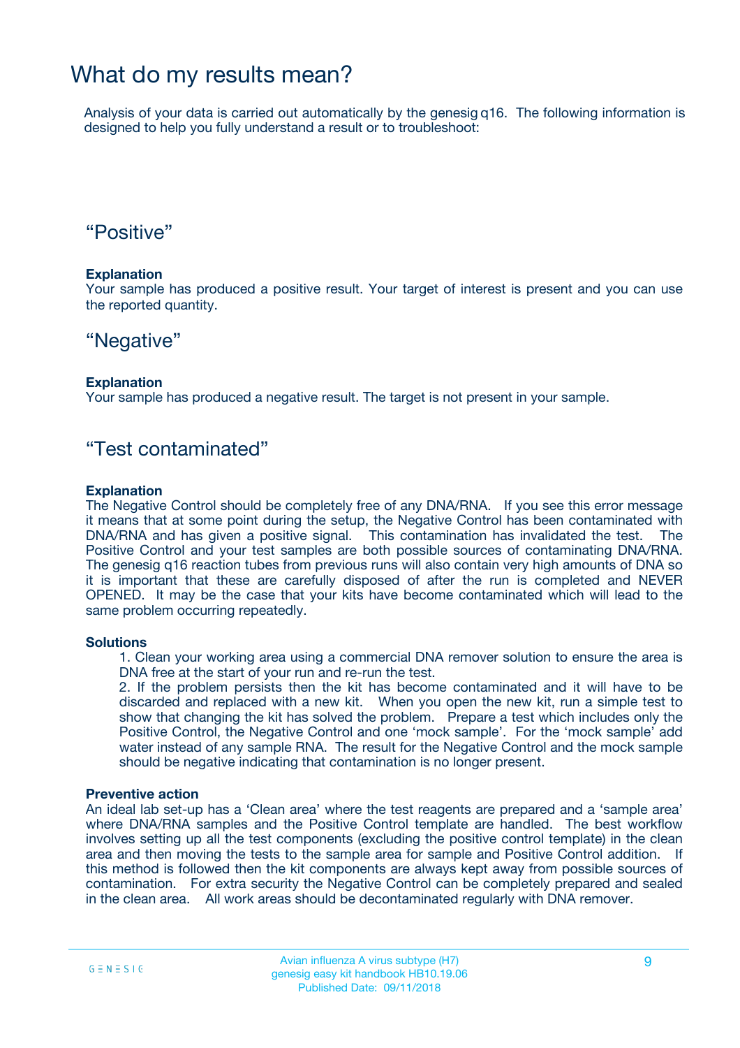# What do my results mean?

Analysis of your data is carried out automatically by the genesig q16. The following information is designed to help you fully understand a result or to troubleshoot:

## “Positive”

**Explanation**

Your sample has produced a positive result. Your target of interest is present and you can use the reported quantity.

## “Negative”

**Explanation**

Your sample has produced a negative result. The target is not present in your sample.

## “Test contaminated”

**Explanation**

The Negative Control should be completely free of any DNA/RNA. If you see this error message it means that at some point during the setup, the Negative Control has been contaminated with DNA/RNA and has given a positive signal. This contamination has invalidated the test. The Positive Control and your test samples are both possible sources of contaminating DNA/RNA. The genesig q16 reaction tubes from previous runs will also contain very high amounts of DNA so it is important that these are carefully disposed of after the run is completed and NEVER OPENED. It may be the case that your kits have become contaminated which will lead to the same problem occurring repeatedly.

**Solutions**

1. Clean your working area using a commercial DNA remover solution to ensure the area is DNA free at the start of your run and re-run the test.
2. If the problem persists then the kit has become contaminated and it will have to be discarded and replaced with a new kit. When you open the new kit, run a simple test to show that changing the kit has solved the problem. Prepare a test which includes only the Positive Control, the Negative Control and one ‘mock sample’. For the ‘mock sample’ add water instead of any sample RNA. The result for the Negative Control and the mock sample should be negative indicating that contamination is no longer present.

**Preventive action**

An ideal lab set-up has a ‘Clean area’ where the test reagents are prepared and a ‘sample area’ where DNA/RNA samples and the Positive Control template are handled. The best workflow involves setting up all the test components (excluding the positive control template) in the clean area and then moving the tests to the sample area for sample and Positive Control addition. If this method is followed then the kit components are always kept away from possible sources of contamination. For extra security the Negative Control can be completely prepared and sealed in the clean area. All work areas should be decontaminated regularly with DNA remover.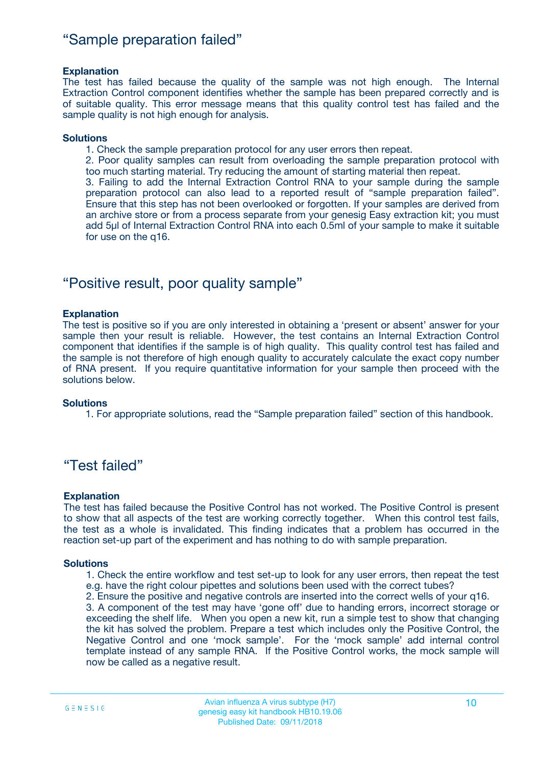## “Sample preparation failed”

**Explanation**

The test has failed because the quality of the sample was not high enough. The Internal Extraction Control component identifies whether the sample has been prepared correctly and is of suitable quality. This error message means that this quality control test has failed and the sample quality is not high enough for analysis.

**Solutions**

1. Check the sample preparation protocol for any user errors then repeat.
2. Poor quality samples can result from overloading the sample preparation protocol with too much starting material. Try reducing the amount of starting material then repeat.
3. Failing to add the Internal Extraction Control RNA to your sample during the sample preparation protocol can also lead to a reported result of “sample preparation failed”. Ensure that this step has not been overlooked or forgotten. If your samples are derived from an archive store or from a process separate from your genesig Easy extraction kit; you must add 5µl of Internal Extraction Control RNA into each 0.5ml of your sample to make it suitable for use on the q16.

## “Positive result, poor quality sample”

**Explanation**

The test is positive so if you are only interested in obtaining a ‘present or absent’ answer for your sample then your result is reliable. However, the test contains an Internal Extraction Control component that identifies if the sample is of high quality. This quality control test has failed and the sample is not therefore of high enough quality to accurately calculate the exact copy number of RNA present. If you require quantitative information for your sample then proceed with the solutions below.

**Solutions**

1. For appropriate solutions, read the “Sample preparation failed” section of this handbook.

## “Test failed”

**Explanation**

The test has failed because the Positive Control has not worked. The Positive Control is present to show that all aspects of the test are working correctly together. When this control test fails, the test as a whole is invalidated. This finding indicates that a problem has occurred in the reaction set-up part of the experiment and has nothing to do with sample preparation.

**Solutions**

1. Check the entire workflow and test set-up to look for any user errors, then repeat the test e.g. have the right colour pipettes and solutions been used with the correct tubes?
2. Ensure the positive and negative controls are inserted into the correct wells of your q16.
3. A component of the test may have ‘gone off’ due to handing errors, incorrect storage or exceeding the shelf life. When you open a new kit, run a simple test to show that changing the kit has solved the problem. Prepare a test which includes only the Positive Control, the Negative Control and one ‘mock sample’. For the ‘mock sample’ add internal control template instead of any sample RNA. If the Positive Control works, the mock sample will now be called as a negative result.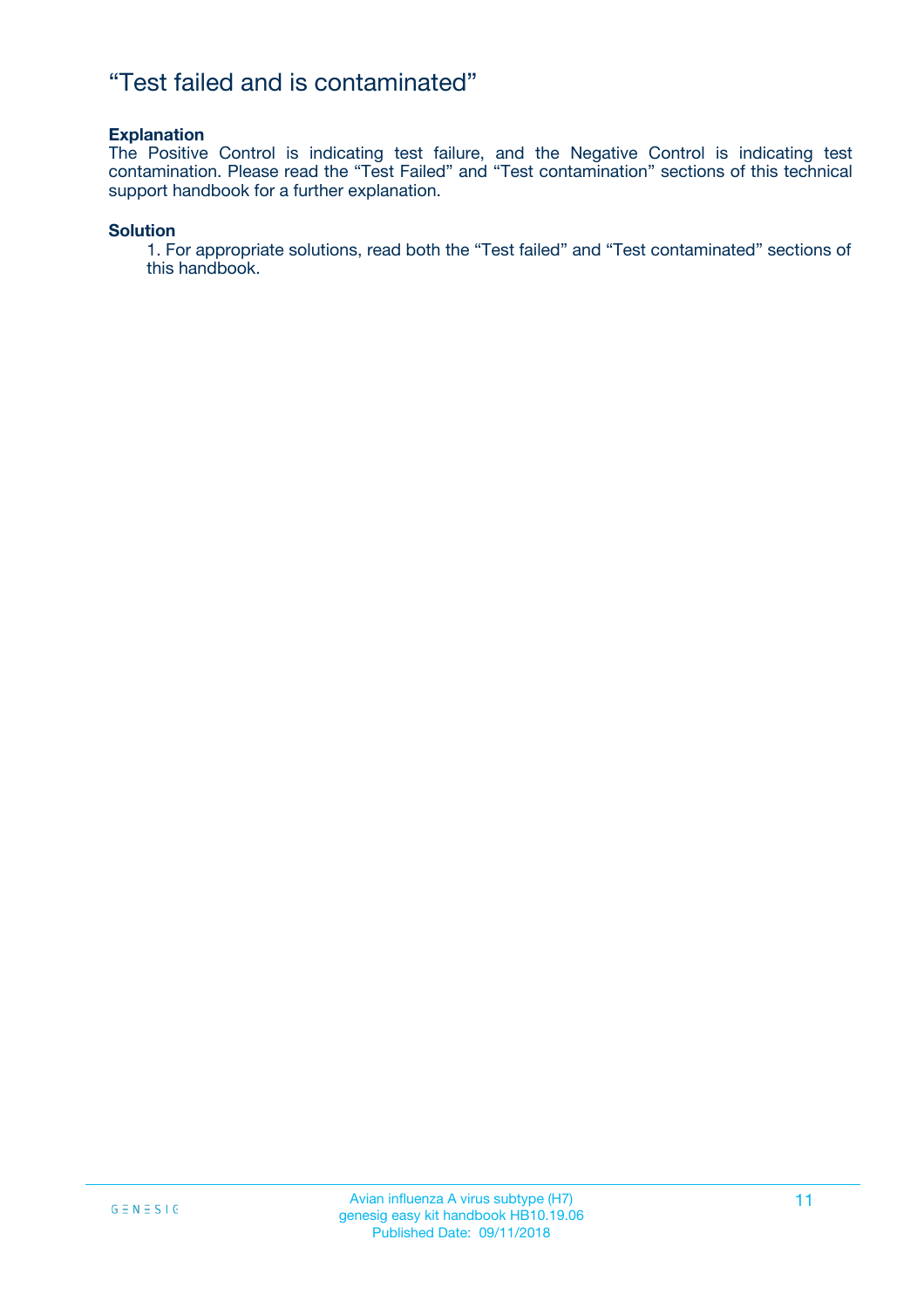# “Test failed and is contaminated”

**Explanation**

The Positive Control is indicating test failure, and the Negative Control is indicating test contamination. Please read the “Test Failed” and “Test contamination” sections of this technical support handbook for a further explanation.

**Solution**

1. For appropriate solutions, read both the “Test failed” and “Test contaminated” sections of this handbook.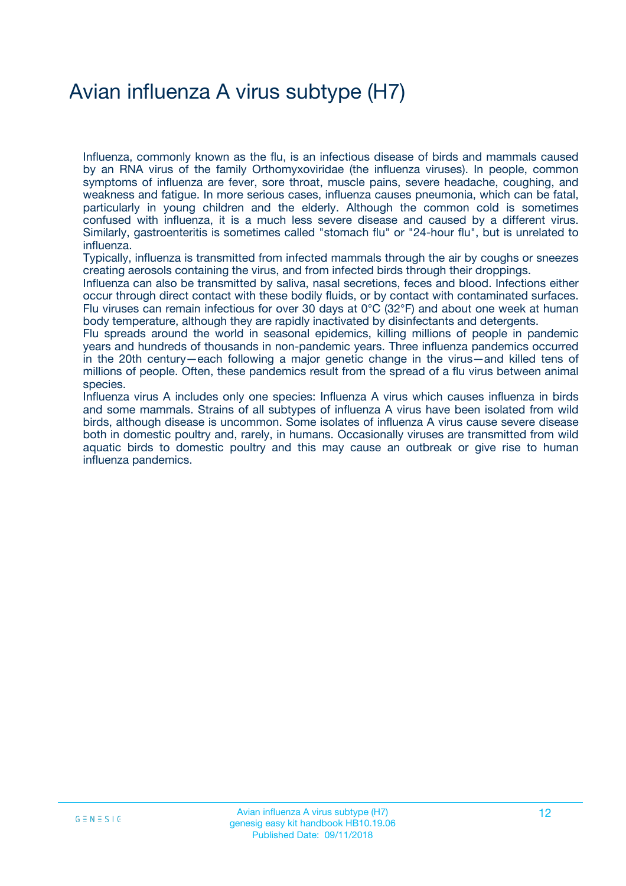# Avian influenza A virus subtype (H7)

Influenza, commonly known as the flu, is an infectious disease of birds and mammals caused by an RNA virus of the family Orthomyxoviridae (the influenza viruses). In people, common symptoms of influenza are fever, sore throat, muscle pains, severe headache, coughing, and weakness and fatigue. In more serious cases, influenza causes pneumonia, which can be fatal, particularly in young children and the elderly. Although the common cold is sometimes confused with influenza, it is a much less severe disease and caused by a different virus. Similarly, gastroenteritis is sometimes called "stomach flu" or "24-hour flu", but is unrelated to influenza.

Typically, influenza is transmitted from infected mammals through the air by coughs or sneezes creating aerosols containing the virus, and from infected birds through their droppings.

Influenza can also be transmitted by saliva, nasal secretions, feces and blood. Infections either occur through direct contact with these bodily fluids, or by contact with contaminated surfaces. Flu viruses can remain infectious for over 30 days at 0°C (32°F) and about one week at human body temperature, although they are rapidly inactivated by disinfectants and detergents.

Flu spreads around the world in seasonal epidemics, killing millions of people in pandemic years and hundreds of thousands in non-pandemic years. Three influenza pandemics occurred in the 20th century—each following a major genetic change in the virus—and killed tens of millions of people. Often, these pandemics result from the spread of a flu virus between animal species.

Influenza virus A includes only one species: Influenza A virus which causes influenza in birds and some mammals. Strains of all subtypes of influenza A virus have been isolated from wild birds, although disease is uncommon. Some isolates of influenza A virus cause severe disease both in domestic poultry and, rarely, in humans. Occasionally viruses are transmitted from wild aquatic birds to domestic poultry and this may cause an outbreak or give rise to human influenza pandemics.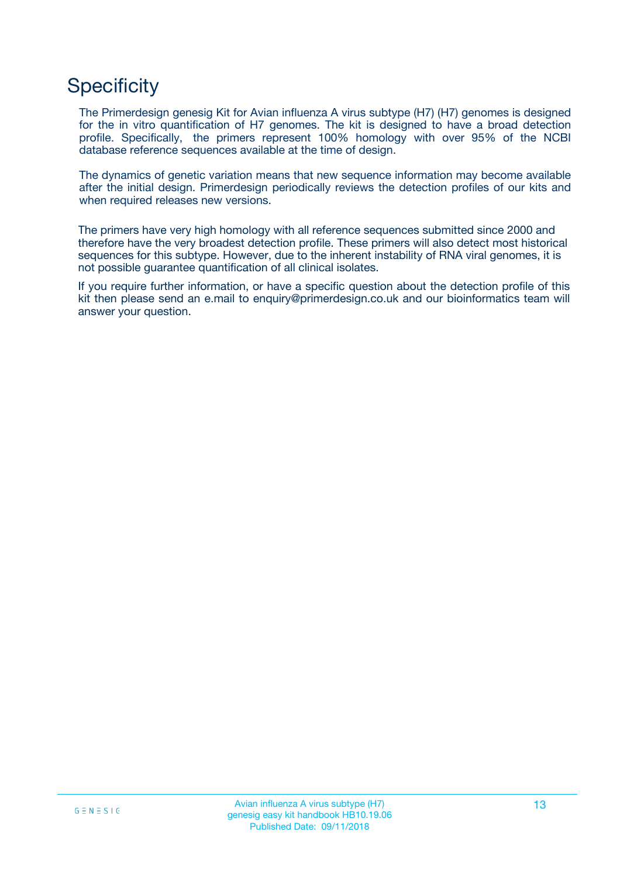# Specificity

The Primerdesign genesig Kit for Avian influenza A virus subtype (H7) (H7) genomes is designed for the in vitro quantification of H7 genomes. The kit is designed to have a broad detection profile. Specifically, the primers represent 100% homology with over 95% of the NCBI database reference sequences available at the time of design.

The dynamics of genetic variation means that new sequence information may become available after the initial design. Primerdesign periodically reviews the detection profiles of our kits and when required releases new versions.

The primers have very high homology with all reference sequences submitted since 2000 and therefore have the very broadest detection profile. These primers will also detect most historical sequences for this subtype. However, due to the inherent instability of RNA viral genomes, it is not possible guarantee quantification of all clinical isolates.

If you require further information, or have a specific question about the detection profile of this kit then please send an e.mail to enquiry@primerdesign.co.uk and our bioinformatics team will answer your question.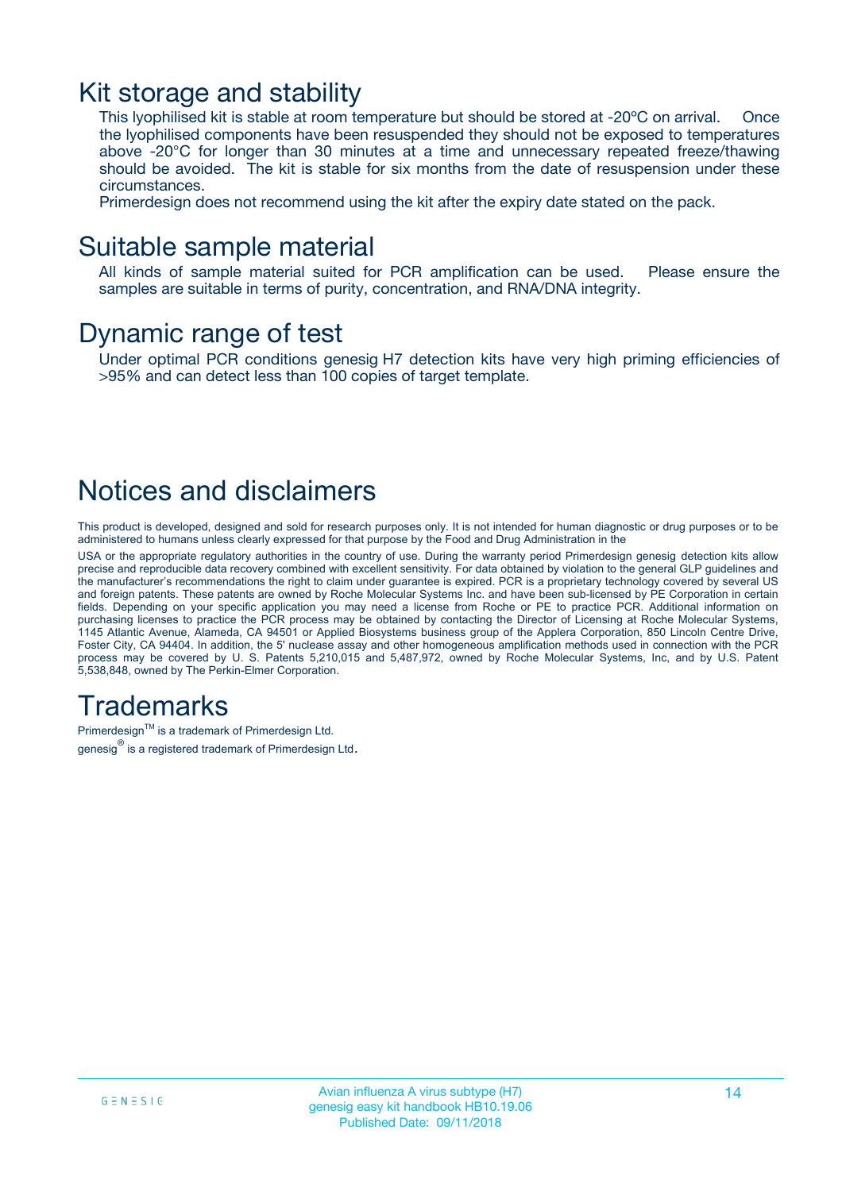## Kit storage and stability

This lyophilised kit is stable at room temperature but should be stored at -20ºC on arrival. Once the lyophilised components have been resuspended they should not be exposed to temperatures above -20°C for longer than 30 minutes at a time and unnecessary repeated freeze/thawing should be avoided. The kit is stable for six months from the date of resuspension under these circumstances.

Primerdesign does not recommend using the kit after the expiry date stated on the pack.

## Suitable sample material

All kinds of sample material suited for PCR amplification can be used. Please ensure the samples are suitable in terms of purity, concentration, and RNA/DNA integrity.

## Dynamic range of test

Under optimal PCR conditions genesig H7 detection kits have very high priming efficiencies of >95% and can detect less than 100 copies of target template.

# Notices and disclaimers

This product is developed, designed and sold for research purposes only. It is not intended for human diagnostic or drug purposes or to be administered to humans unless clearly expressed for that purpose by the Food and Drug Administration in the

USA or the appropriate regulatory authorities in the country of use. During the warranty period Primerdesign genesig detection kits allow precise and reproducible data recovery combined with excellent sensitivity. For data obtained by violation to the general GLP guidelines and the manufacturer's recommendations the right to claim under guarantee is expired. PCR is a proprietary technology covered by several US and foreign patents. These patents are owned by Roche Molecular Systems Inc. and have been sub-licensed by PE Corporation in certain fields. Depending on your specific application you may need a license from Roche or PE to practice PCR. Additional information on purchasing licenses to practice the PCR process may be obtained by contacting the Director of Licensing at Roche Molecular Systems, 1145 Atlantic Avenue, Alameda, CA 94501 or Applied Biosystems business group of the Applera Corporation, 850 Lincoln Centre Drive, Foster City, CA 94404. In addition, the 5' nuclease assay and other homogeneous amplification methods used in connection with the PCR process may be covered by U. S. Patents 5,210,015 and 5,487,972, owned by Roche Molecular Systems, Inc, and by U.S. Patent 5,538,848, owned by The Perkin-Elmer Corporation.

# Trademarks

Primerdesign™ is a trademark of Primerdesign Ltd.

genesig® is a registered trademark of Primerdesign Ltd.